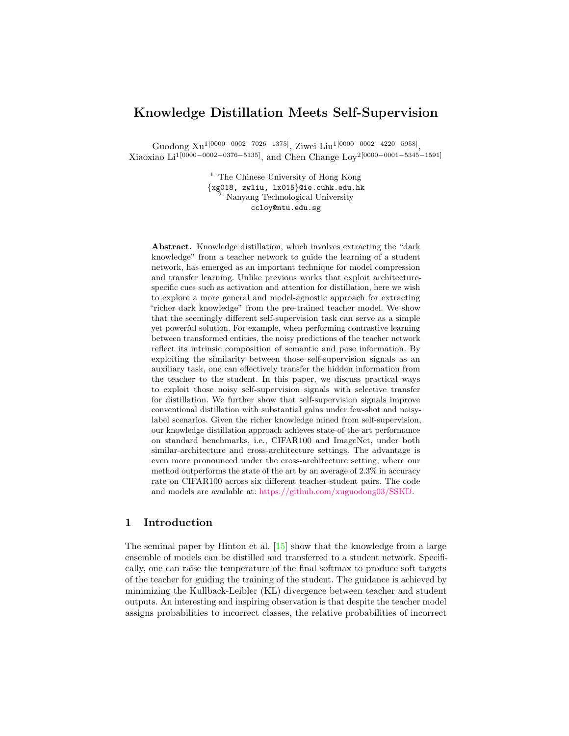# Knowledge Distillation Meets Self-Supervision

Guodong Xu[1[0000−0002−7026−1375]], Ziwei Liu[1[0000−0002−4220−5958]], Xiaoxiao Li[1[0000−0002−0376−5135]], and Chen Change Loy[2[0000−0001−5345−1591]]

[1] The Chinese University of Hong Kong
{xg018, zwliu, lx015}@ie.cuhk.edu.hk
[2] Nanyang Technological University
ccloy@ntu.edu.sg

**Abstract.** Knowledge distillation, which involves extracting the "dark knowledge" from a teacher network to guide the learning of a student network, has emerged as an important technique for model compression and transfer learning. Unlike previous works that exploit architecture-specific cues such as activation and attention for distillation, here we wish to explore a more general and model-agnostic approach for extracting "richer dark knowledge" from the pre-trained teacher model. We show that the seemingly different self-supervision task can serve as a simple yet powerful solution. For example, when performing contrastive learning between transformed entities, the noisy predictions of the teacher network reflect its intrinsic composition of semantic and pose information. By exploiting the similarity between those self-supervision signals as an auxiliary task, one can effectively transfer the hidden information from the teacher to the student. In this paper, we discuss practical ways to exploit those noisy self-supervision signals with selective transfer for distillation. We further show that self-supervision signals improve conventional distillation with substantial gains under few-shot and noisy-label scenarios. Given the richer knowledge mined from self-supervision, our knowledge distillation approach achieves state-of-the-art performance on standard benchmarks, i.e., CIFAR100 and ImageNet, under both similar-architecture and cross-architecture settings. The advantage is even more pronounced under the cross-architecture setting, where our method outperforms the state of the art by an average of 2.3% in accuracy rate on CIFAR100 across six different teacher-student pairs. The code and models are available at: https://github.com/xuguodong03/SSKD.

## 1 Introduction

The seminal paper by Hinton et al. [15] show that the knowledge from a large ensemble of models can be distilled and transferred to a student network. Specifically, one can raise the temperature of the final softmax to produce soft targets of the teacher for guiding the training of the student. The guidance is achieved by minimizing the Kullback-Leibler (KL) divergence between teacher and student outputs. An interesting and inspiring observation is that despite the teacher model assigns probabilities to incorrect classes, the relative probabilities of incorrect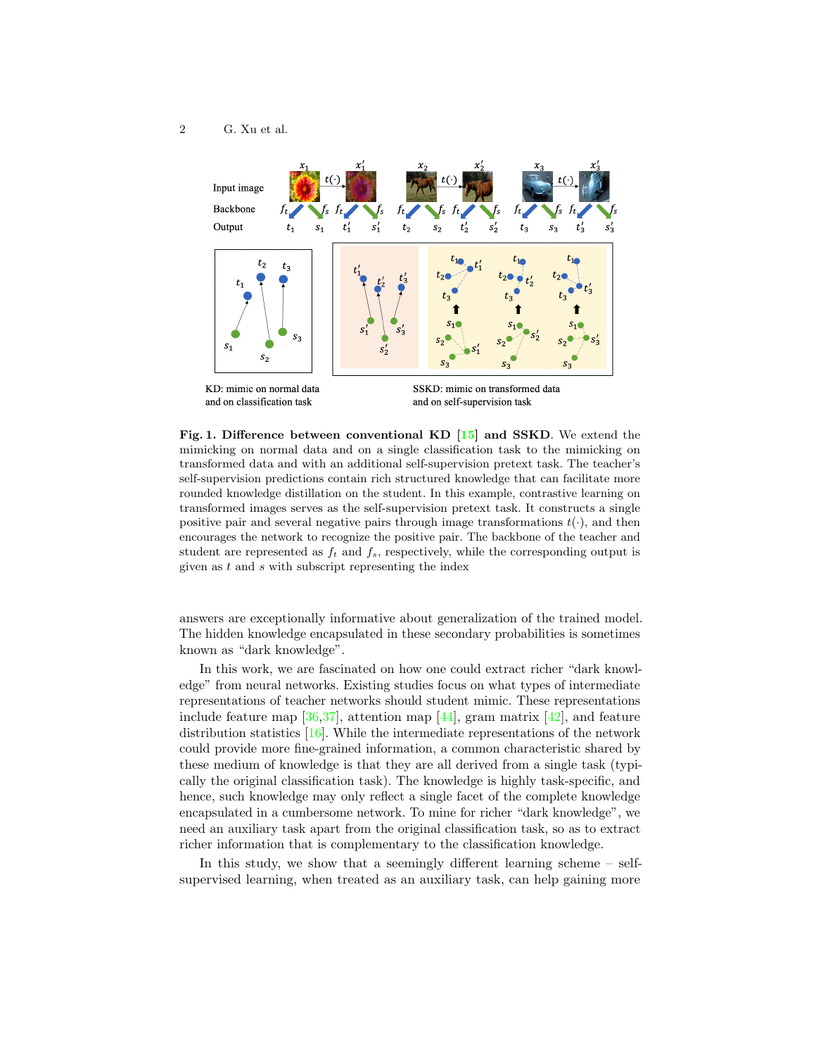KD: mimic on normal data and on classification task

SSKD: mimic on transformed data and on self-supervision task

**Fig. 1. Difference between conventional KD [15] and SSKD**. We extend the mimicking on normal data and on a single classification task to the mimicking on transformed data and with an additional self-supervision pretext task. The teacher's self-supervision predictions contain rich structured knowledge that can facilitate more rounded knowledge distillation on the student. In this example, contrastive learning on transformed images serves as the self-supervision pretext task. It constructs a single positive pair and several negative pairs through image transformations $t(\cdot)$, and then encourages the network to recognize the positive pair. The backbone of the teacher and student are represented as $f_t$ and $f_s$, respectively, while the corresponding output is given as $t$ and $s$ with subscript representing the index

answers are exceptionally informative about generalization of the trained model. The hidden knowledge encapsulated in these secondary probabilities is sometimes known as "dark knowledge".

In this work, we are fascinated on how one could extract richer "dark knowledge" from neural networks. Existing studies focus on what types of intermediate representations of teacher networks should student mimic. These representations include feature map [36,37], attention map [44], gram matrix [42], and feature distribution statistics [16]. While the intermediate representations of the network could provide more fine-grained information, a common characteristic shared by these medium of knowledge is that they are all derived from a single task (typically the original classification task). The knowledge is highly task-specific, and hence, such knowledge may only reflect a single facet of the complete knowledge encapsulated in a cumbersome network. To mine for richer "dark knowledge", we need an auxiliary task apart from the original classification task, so as to extract richer information that is complementary to the classification knowledge.

In this study, we show that a seemingly different learning scheme – self-supervised learning, when treated as an auxiliary task, can help gaining more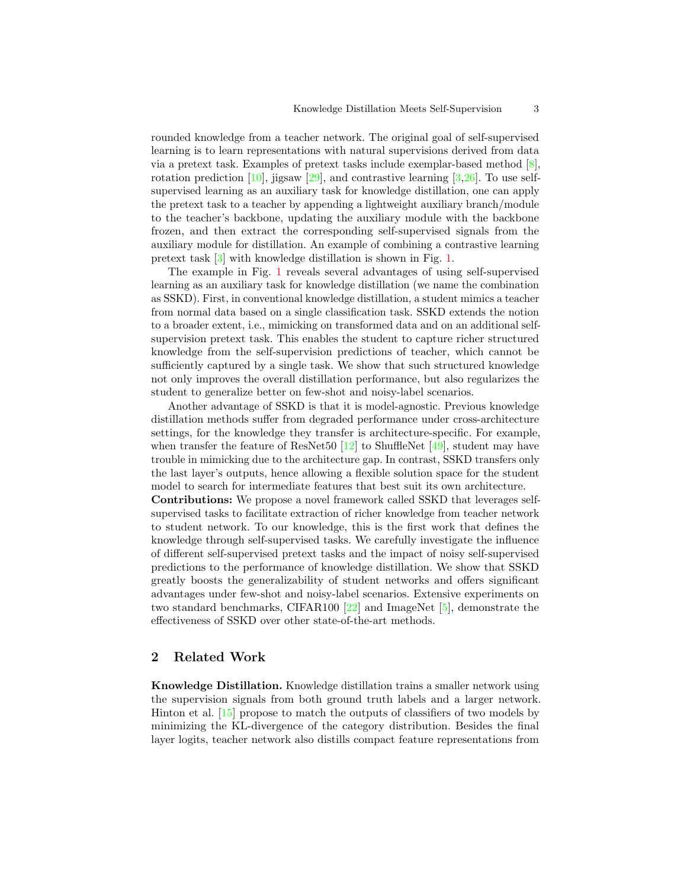rounded knowledge from a teacher network. The original goal of self-supervised learning is to learn representations with natural supervisions derived from data via a pretext task. Examples of pretext tasks include exemplar-based method [8], rotation prediction [10], jigsaw [29], and contrastive learning [3,26]. To use self-supervised learning as an auxiliary task for knowledge distillation, one can apply the pretext task to a teacher by appending a lightweight auxiliary branch/module to the teacher's backbone, updating the auxiliary module with the backbone frozen, and then extract the corresponding self-supervised signals from the auxiliary module for distillation. An example of combining a contrastive learning pretext task [3] with knowledge distillation is shown in Fig. 1.

The example in Fig. 1 reveals several advantages of using self-supervised learning as an auxiliary task for knowledge distillation (we name the combination as SSKD). First, in conventional knowledge distillation, a student mimics a teacher from normal data based on a single classification task. SSKD extends the notion to a broader extent, i.e., mimicking on transformed data and on an additional self-supervision pretext task. This enables the student to capture richer structured knowledge from the self-supervision predictions of teacher, which cannot be sufficiently captured by a single task. We show that such structured knowledge not only improves the overall distillation performance, but also regularizes the student to generalize better on few-shot and noisy-label scenarios.

Another advantage of SSKD is that it is model-agnostic. Previous knowledge distillation methods suffer from degraded performance under cross-architecture settings, for the knowledge they transfer is architecture-specific. For example, when transfer the feature of ResNet50 [12] to ShuffleNet [49], student may have trouble in mimicking due to the architecture gap. In contrast, SSKD transfers only the last layer's outputs, hence allowing a flexible solution space for the student model to search for intermediate features that best suit its own architecture.

**Contributions:** We propose a novel framework called SSKD that leverages self-supervised tasks to facilitate extraction of richer knowledge from teacher network to student network. To our knowledge, this is the first work that defines the knowledge through self-supervised tasks. We carefully investigate the influence of different self-supervised pretext tasks and the impact of noisy self-supervised predictions to the performance of knowledge distillation. We show that SSKD greatly boosts the generalizability of student networks and offers significant advantages under few-shot and noisy-label scenarios. Extensive experiments on two standard benchmarks, CIFAR100 [22] and ImageNet [5], demonstrate the effectiveness of SSKD over other state-of-the-art methods.

## 2 Related Work

**Knowledge Distillation.** Knowledge distillation trains a smaller network using the supervision signals from both ground truth labels and a larger network. Hinton et al. [15] propose to match the outputs of classifiers of two models by minimizing the KL-divergence of the category distribution. Besides the final layer logits, teacher network also distills compact feature representations from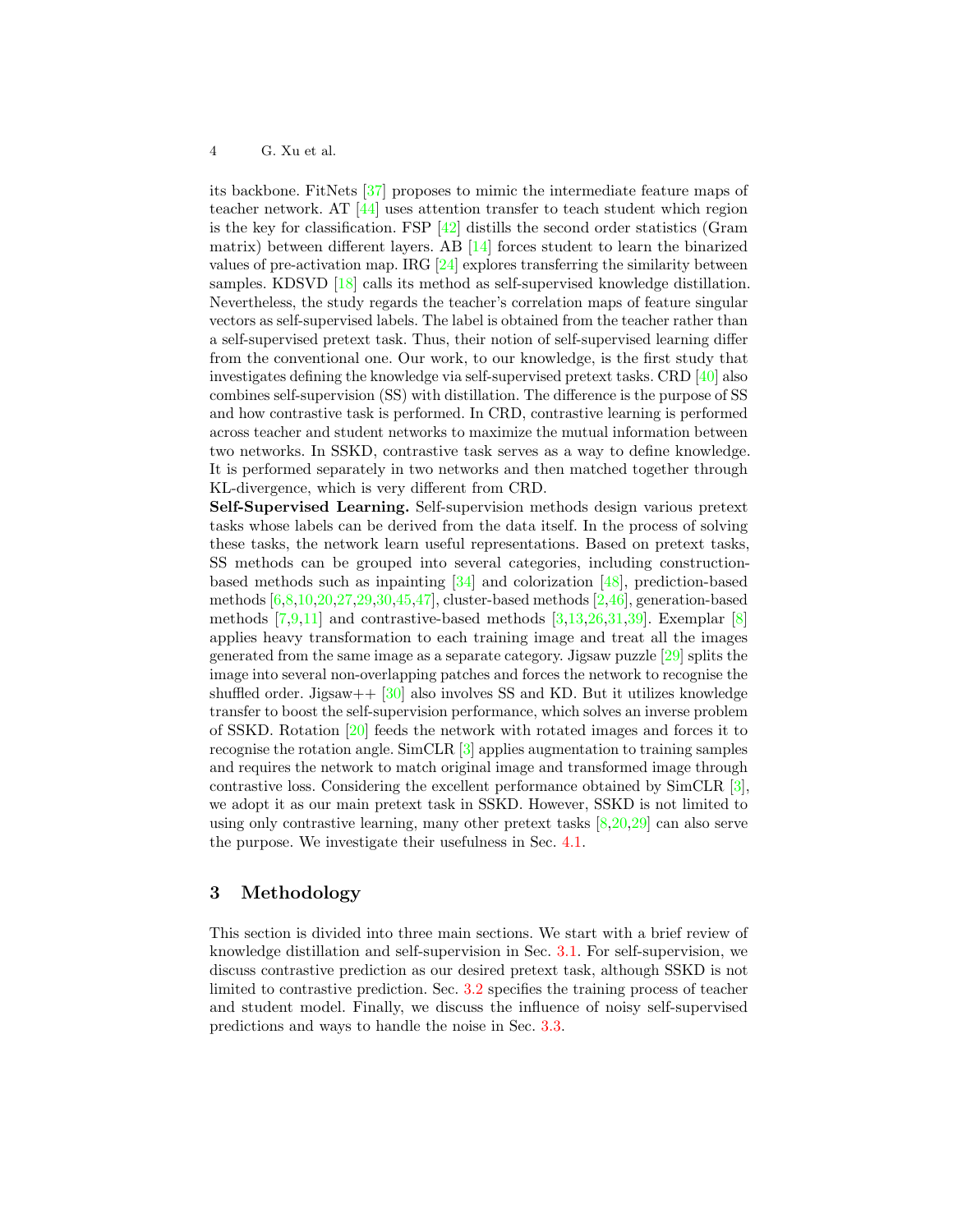its backbone. FitNets [37] proposes to mimic the intermediate feature maps of teacher network. AT [44] uses attention transfer to teach student which region is the key for classification. FSP [42] distills the second order statistics (Gram matrix) between different layers. AB [14] forces student to learn the binarized values of pre-activation map. IRG [24] explores transferring the similarity between samples. KDSVD [18] calls its method as self-supervised knowledge distillation. Nevertheless, the study regards the teacher's correlation maps of feature singular vectors as self-supervised labels. The label is obtained from the teacher rather than a self-supervised pretext task. Thus, their notion of self-supervised learning differ from the conventional one. Our work, to our knowledge, is the first study that investigates defining the knowledge via self-supervised pretext tasks. CRD [40] also combines self-supervision (SS) with distillation. The difference is the purpose of SS and how contrastive task is performed. In CRD, contrastive learning is performed across teacher and student networks to maximize the mutual information between two networks. In SSKD, contrastive task serves as a way to define knowledge. It is performed separately in two networks and then matched together through KL-divergence, which is very different from CRD.

**Self-Supervised Learning.** Self-supervision methods design various pretext tasks whose labels can be derived from the data itself. In the process of solving these tasks, the network learn useful representations. Based on pretext tasks, SS methods can be grouped into several categories, including construction-based methods such as inpainting [34] and colorization [48], prediction-based methods [6,8,10,20,27,29,30,45,47], cluster-based methods [2,46], generation-based methods [7,9,11] and contrastive-based methods [3,13,26,31,39]. Exemplar [8] applies heavy transformation to each training image and treat all the images generated from the same image as a separate category. Jigsaw puzzle [29] splits the image into several non-overlapping patches and forces the network to recognise the shuffled order. Jigsaw++ [30] also involves SS and KD. But it utilizes knowledge transfer to boost the self-supervision performance, which solves an inverse problem of SSKD. Rotation [20] feeds the network with rotated images and forces it to recognise the rotation angle. SimCLR [3] applies augmentation to training samples and requires the network to match original image and transformed image through contrastive loss. Considering the excellent performance obtained by SimCLR [3], we adopt it as our main pretext task in SSKD. However, SSKD is not limited to using only contrastive learning, many other pretext tasks [8,20,29] can also serve the purpose. We investigate their usefulness in Sec. 4.1.

## 3 Methodology

This section is divided into three main sections. We start with a brief review of knowledge distillation and self-supervision in Sec. 3.1. For self-supervision, we discuss contrastive prediction as our desired pretext task, although SSKD is not limited to contrastive prediction. Sec. 3.2 specifies the training process of teacher and student model. Finally, we discuss the influence of noisy self-supervised predictions and ways to handle the noise in Sec. 3.3.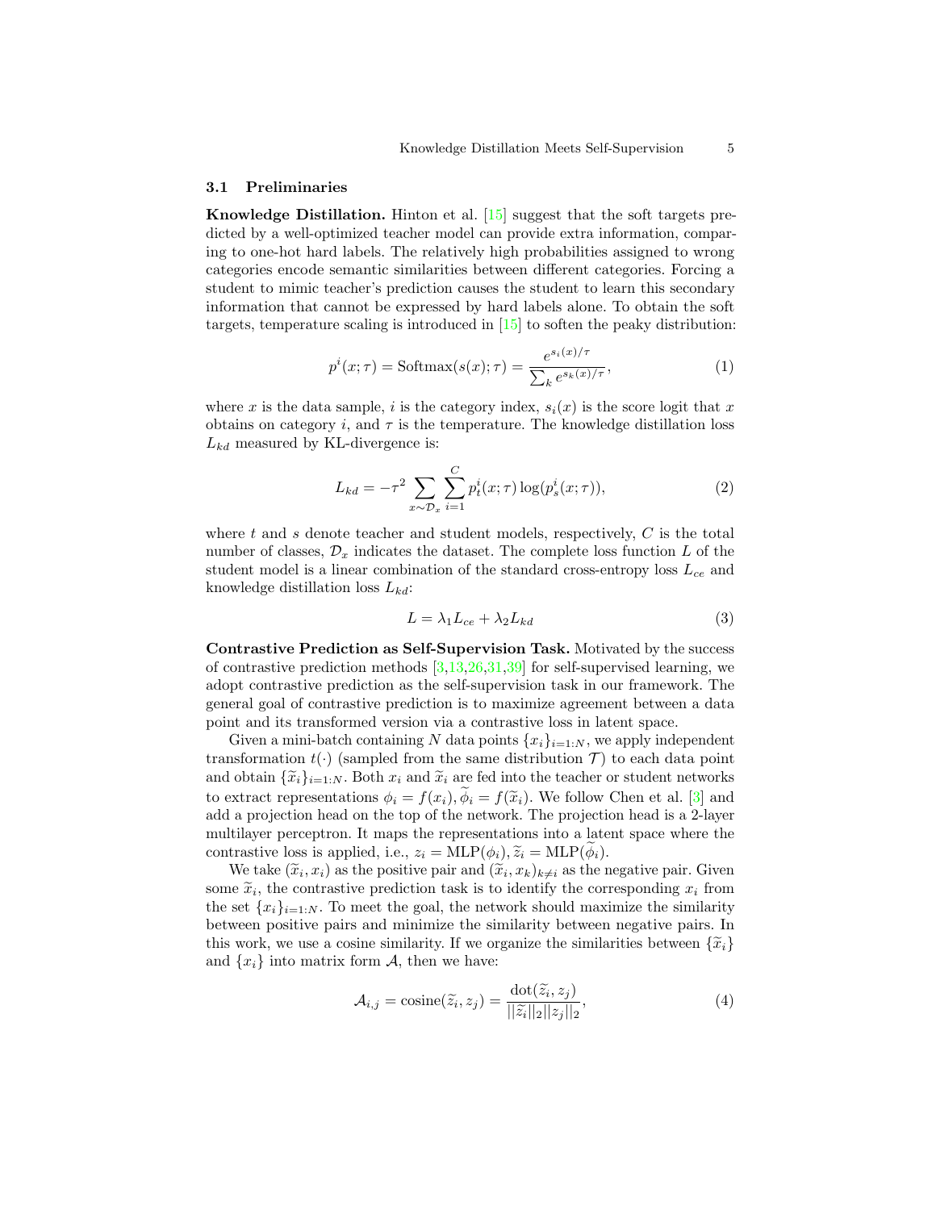### 3.1 Preliminaries

**Knowledge Distillation.** Hinton et al. [15] suggest that the soft targets predicted by a well-optimized teacher model can provide extra information, comparing to one-hot hard labels. The relatively high probabilities assigned to wrong categories encode semantic similarities between different categories. Forcing a student to mimic teacher's prediction causes the student to learn this secondary information that cannot be expressed by hard labels alone. To obtain the soft targets, temperature scaling is introduced in [15] to soften the peaky distribution:

$$p^i(x;\tau) = \text{Softmax}(s(x);\tau) = \frac{e^{s_i(x)/\tau}}{\sum_k e^{s_k(x)/\tau}}, \tag{1}$$

where $x$ is the data sample, $i$ is the category index, $s_i(x)$ is the score logit that $x$ obtains on category $i$, and $\tau$ is the temperature. The knowledge distillation loss $L_{kd}$ measured by KL-divergence is:

$$L_{kd} = -\tau^2 \sum_{x \sim \mathcal{D}_x} \sum_{i=1}^{C} p_t^i(x;\tau) \log(p_s^i(x;\tau)), \tag{2}$$

where $t$ and $s$ denote teacher and student models, respectively, $C$ is the total number of classes, $\mathcal{D}_x$ indicates the dataset. The complete loss function $L$ of the student model is a linear combination of the standard cross-entropy loss $L_{ce}$ and knowledge distillation loss $L_{kd}$:

$$L = \lambda_1 L_{ce} + \lambda_2 L_{kd} \tag{3}$$

**Contrastive Prediction as Self-Supervision Task.** Motivated by the success of contrastive prediction methods [3,13,26,31,39] for self-supervised learning, we adopt contrastive prediction as the self-supervision task in our framework. The general goal of contrastive prediction is to maximize agreement between a data point and its transformed version via a contrastive loss in latent space.

Given a mini-batch containing $N$ data points $\{x_i\}_{i=1:N}$, we apply independent transformation $t(\cdot)$ (sampled from the same distribution $\mathcal{T}$) to each data point and obtain $\{\widetilde{x}_i\}_{i=1:N}$. Both $x_i$ and $\widetilde{x}_i$ are fed into the teacher or student networks to extract representations $\phi_i = f(x_i), \widetilde{\phi}_i = f(\widetilde{x}_i)$. We follow Chen et al. [3] and add a projection head on the top of the network. The projection head is a 2-layer multilayer perceptron. It maps the representations into a latent space where the contrastive loss is applied, i.e., $z_i = \text{MLP}(\phi_i), \widetilde{z}_i = \text{MLP}(\widetilde{\phi}_i)$.

We take $(\widetilde{x}_i, x_i)$ as the positive pair and $(\widetilde{x}_i, x_k)_{k \neq i}$ as the negative pair. Given some $\widetilde{x}_i$, the contrastive prediction task is to identify the corresponding $x_i$ from the set $\{x_i\}_{i=1:N}$. To meet the goal, the network should maximize the similarity between positive pairs and minimize the similarity between negative pairs. In this work, we use a cosine similarity. If we organize the similarities between $\{\widetilde{x}_i\}$ and $\{x_i\}$ into matrix form $\mathcal{A}$, then we have:

$$\mathcal{A}_{i,j} = \text{cosine}(\widetilde{z}_i, z_j) = \frac{\text{dot}(\widetilde{z}_i, z_j)}{||\widetilde{z}_i||_2 ||z_j||_2}, \tag{4}$$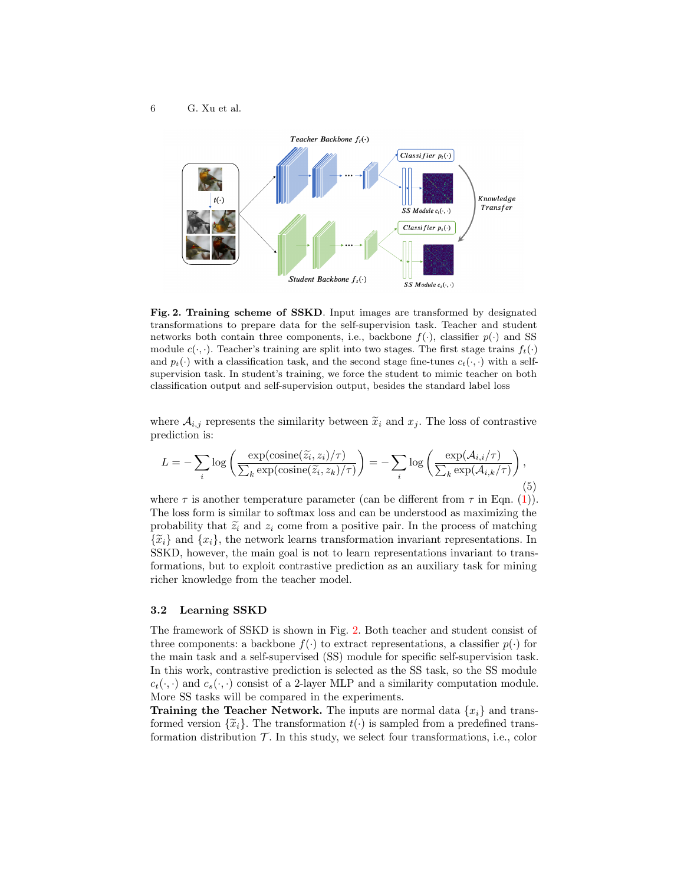**Fig. 2. Training scheme of SSKD**. Input images are transformed by designated transformations to prepare data for the self-supervision task. Teacher and student networks both contain three components, i.e., backbone $f(\cdot)$, classifier $p(\cdot)$ and SS module $c(\cdot,\cdot)$. Teacher's training are split into two stages. The first stage trains $f_t(\cdot)$ and $p_t(\cdot)$ with a classification task, and the second stage fine-tunes $c_t(\cdot,\cdot)$ with a self-supervision task. In student's training, we force the student to mimic teacher on both classification output and self-supervision output, besides the standard label loss

where $\mathcal{A}_{i,j}$ represents the similarity between $\widetilde{x}_i$ and $x_j$. The loss of contrastive prediction is:

$$L = -\sum_i \log\left(\frac{\exp(\text{cosine}(\widetilde{z}_i, z_i)/\tau)}{\sum_k \exp(\text{cosine}(\widetilde{z}_i, z_k)/\tau)}\right) = -\sum_i \log\left(\frac{\exp(\mathcal{A}_{i,i}/\tau)}{\sum_k \exp(\mathcal{A}_{i,k}/\tau)}\right), \tag{5}$$

where $\tau$ is another temperature parameter (can be different from $\tau$ in Eqn. (1)). The loss form is similar to softmax loss and can be understood as maximizing the probability that $\widetilde{z}_i$ and $z_i$ come from a positive pair. In the process of matching $\{\widetilde{x}_i\}$ and $\{x_i\}$, the network learns transformation invariant representations. In SSKD, however, the main goal is not to learn representations invariant to transformations, but to exploit contrastive prediction as an auxiliary task for mining richer knowledge from the teacher model.

### 3.2 Learning SSKD

The framework of SSKD is shown in Fig. 2. Both teacher and student consist of three components: a backbone $f(\cdot)$ to extract representations, a classifier $p(\cdot)$ for the main task and a self-supervised (SS) module for specific self-supervision task. In this work, contrastive prediction is selected as the SS task, so the SS module $c_t(\cdot,\cdot)$ and $c_s(\cdot,\cdot)$ consist of a 2-layer MLP and a similarity computation module. More SS tasks will be compared in the experiments.

**Training the Teacher Network.** The inputs are normal data $\{x_i\}$ and transformed version $\{\widetilde{x}_i\}$. The transformation $t(\cdot)$ is sampled from a predefined transformation distribution $\mathcal{T}$. In this study, we select four transformations, i.e., color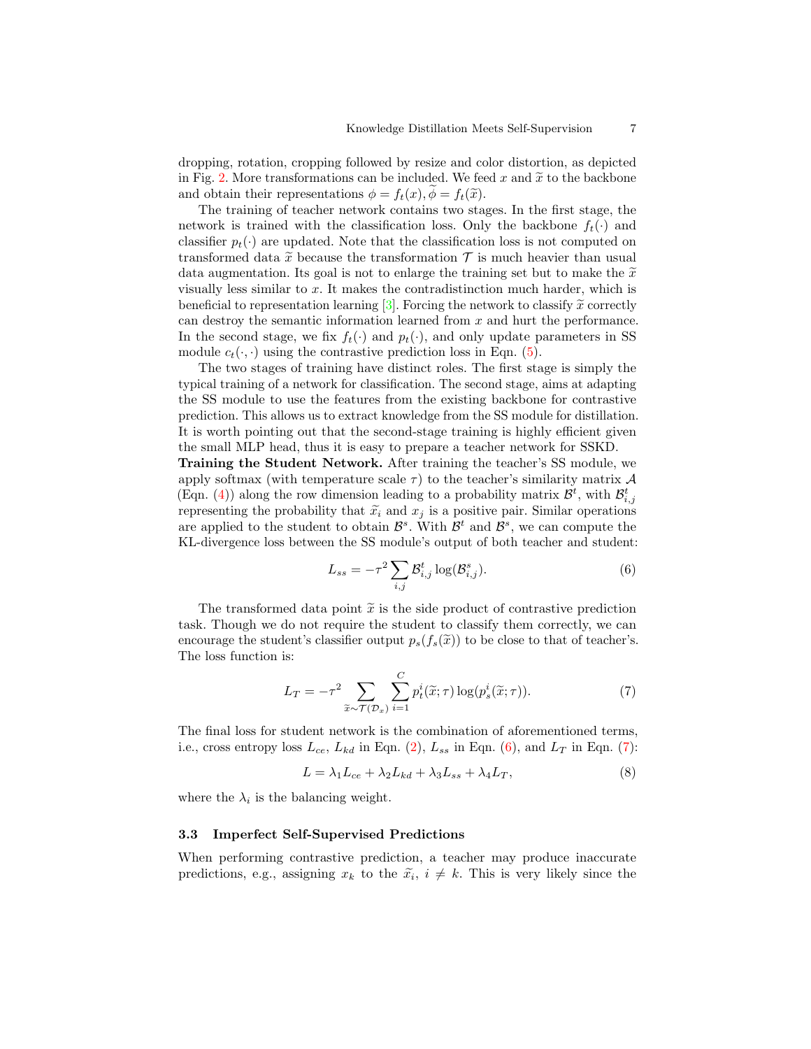dropping, rotation, cropping followed by resize and color distortion, as depicted in Fig. 2. More transformations can be included. We feed $x$ and $\widetilde{x}$ to the backbone and obtain their representations $\phi = f_t(x), \widetilde{\phi} = f_t(\widetilde{x})$.

The training of teacher network contains two stages. In the first stage, the network is trained with the classification loss. Only the backbone $f_t(\cdot)$ and classifier $p_t(\cdot)$ are updated. Note that the classification loss is not computed on transformed data $\widetilde{x}$ because the transformation $\mathcal{T}$ is much heavier than usual data augmentation. Its goal is not to enlarge the training set but to make the $\widetilde{x}$ visually less similar to $x$. It makes the contradistinction much harder, which is beneficial to representation learning [3]. Forcing the network to classify $\widetilde{x}$ correctly can destroy the semantic information learned from $x$ and hurt the performance. In the second stage, we fix $f_t(\cdot)$ and $p_t(\cdot)$, and only update parameters in SS module $c_t(\cdot, \cdot)$ using the contrastive prediction loss in Eqn. (5).

The two stages of training have distinct roles. The first stage is simply the typical training of a network for classification. The second stage, aims at adapting the SS module to use the features from the existing backbone for contrastive prediction. This allows us to extract knowledge from the SS module for distillation. It is worth pointing out that the second-stage training is highly efficient given the small MLP head, thus it is easy to prepare a teacher network for SSKD.

**Training the Student Network.** After training the teacher's SS module, we apply softmax (with temperature scale $\tau$) to the teacher's similarity matrix $\mathcal{A}$ (Eqn. (4)) along the row dimension leading to a probability matrix $\mathcal{B}^t$, with $\mathcal{B}^t_{i,j}$ representing the probability that $\widetilde{x}_i$ and $x_j$ is a positive pair. Similar operations are applied to the student to obtain $\mathcal{B}^s$. With $\mathcal{B}^t$ and $\mathcal{B}^s$, we can compute the KL-divergence loss between the SS module's output of both teacher and student:

$$L_{ss} = -\tau^2 \sum_{i,j} \mathcal{B}^t_{i,j} \log(\mathcal{B}^s_{i,j}). \tag{6}$$

The transformed data point $\widetilde{x}$ is the side product of contrastive prediction task. Though we do not require the student to classify them correctly, we can encourage the student's classifier output $p_s(f_s(\widetilde{x}))$ to be close to that of teacher's. The loss function is:

$$L_T = -\tau^2 \sum_{\widetilde{x} \sim \mathcal{T}(\mathcal{D}_x)} \sum_{i=1}^{C} p^i_t(\widetilde{x}; \tau) \log(p^i_s(\widetilde{x}; \tau)). \tag{7}$$

The final loss for student network is the combination of aforementioned terms, i.e., cross entropy loss $L_{ce}$, $L_{kd}$ in Eqn. (2), $L_{ss}$ in Eqn. (6), and $L_T$ in Eqn. (7):

$$L = \lambda_1 L_{ce} + \lambda_2 L_{kd} + \lambda_3 L_{ss} + \lambda_4 L_T, \tag{8}$$

where the $\lambda_i$ is the balancing weight.

### 3.3 Imperfect Self-Supervised Predictions

When performing contrastive prediction, a teacher may produce inaccurate predictions, e.g., assigning $x_k$ to the $\widetilde{x}_i$, $i \neq k$. This is very likely since the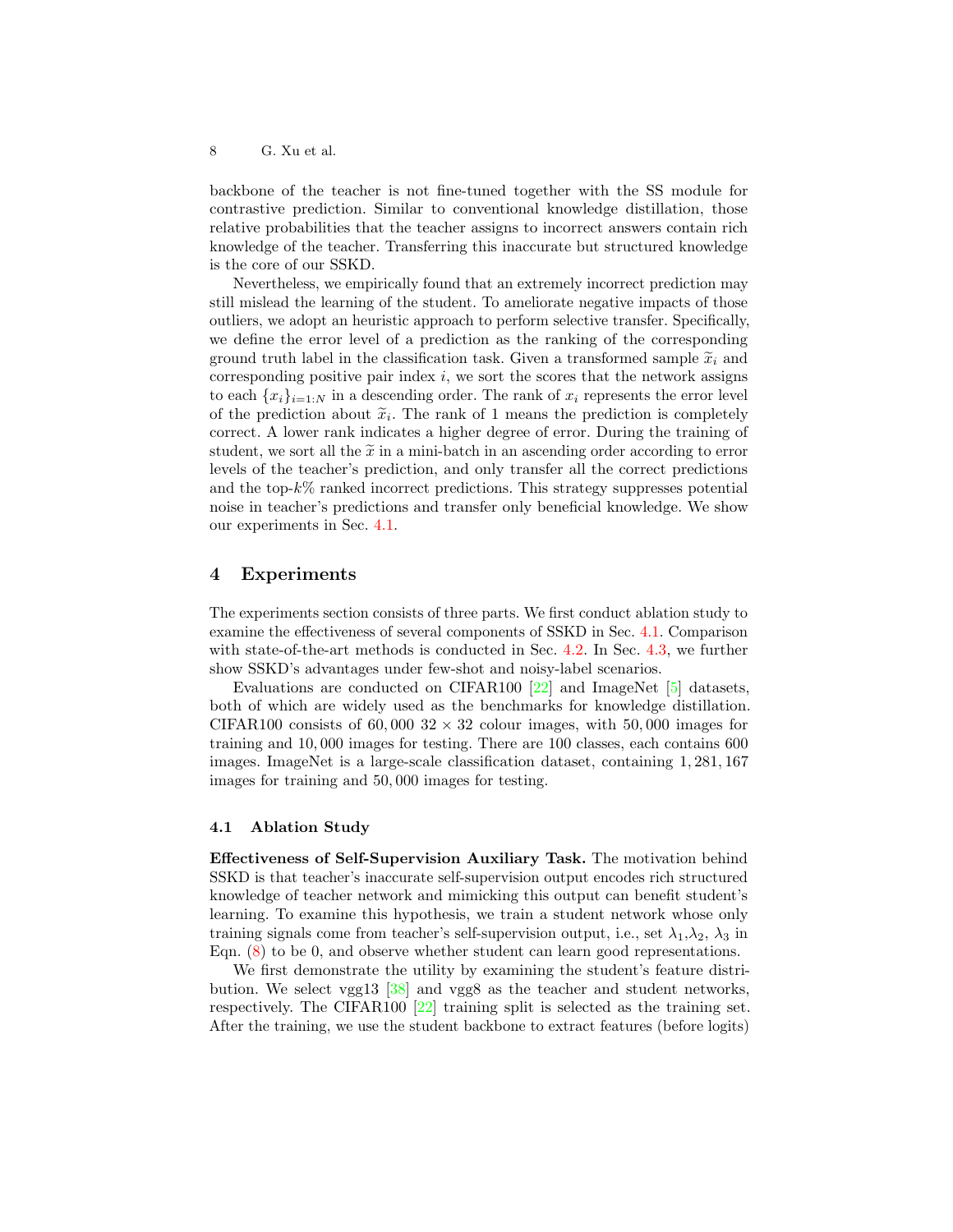backbone of the teacher is not fine-tuned together with the SS module for contrastive prediction. Similar to conventional knowledge distillation, those relative probabilities that the teacher assigns to incorrect answers contain rich knowledge of the teacher. Transferring this inaccurate but structured knowledge is the core of our SSKD.

Nevertheless, we empirically found that an extremely incorrect prediction may still mislead the learning of the student. To ameliorate negative impacts of those outliers, we adopt an heuristic approach to perform selective transfer. Specifically, we define the error level of a prediction as the ranking of the corresponding ground truth label in the classification task. Given a transformed sample $\widetilde{x}_i$ and corresponding positive pair index $i$, we sort the scores that the network assigns to each $\{x_i\}_{i=1:N}$ in a descending order. The rank of $x_i$ represents the error level of the prediction about $\widetilde{x}_i$. The rank of 1 means the prediction is completely correct. A lower rank indicates a higher degree of error. During the training of student, we sort all the $\widetilde{x}$ in a mini-batch in an ascending order according to error levels of the teacher's prediction, and only transfer all the correct predictions and the top-$k$% ranked incorrect predictions. This strategy suppresses potential noise in teacher's predictions and transfer only beneficial knowledge. We show our experiments in Sec. 4.1.

# 4 Experiments

The experiments section consists of three parts. We first conduct ablation study to examine the effectiveness of several components of SSKD in Sec. 4.1. Comparison with state-of-the-art methods is conducted in Sec. 4.2. In Sec. 4.3, we further show SSKD's advantages under few-shot and noisy-label scenarios.

Evaluations are conducted on CIFAR100 [22] and ImageNet [5] datasets, both of which are widely used as the benchmarks for knowledge distillation. CIFAR100 consists of $60,000$ $32 \times 32$ colour images, with $50,000$ images for training and $10,000$ images for testing. There are 100 classes, each contains 600 images. ImageNet is a large-scale classification dataset, containing $1,281,167$ images for training and $50,000$ images for testing.

## 4.1 Ablation Study

**Effectiveness of Self-Supervision Auxiliary Task.** The motivation behind SSKD is that teacher's inaccurate self-supervision output encodes rich structured knowledge of teacher network and mimicking this output can benefit student's learning. To examine this hypothesis, we train a student network whose only training signals come from teacher's self-supervision output, i.e., set $\lambda_1$,$\lambda_2$, $\lambda_3$ in Eqn. (8) to be 0, and observe whether student can learn good representations.

We first demonstrate the utility by examining the student's feature distribution. We select vgg13 [38] and vgg8 as the teacher and student networks, respectively. The CIFAR100 [22] training split is selected as the training set. After the training, we use the student backbone to extract features (before logits)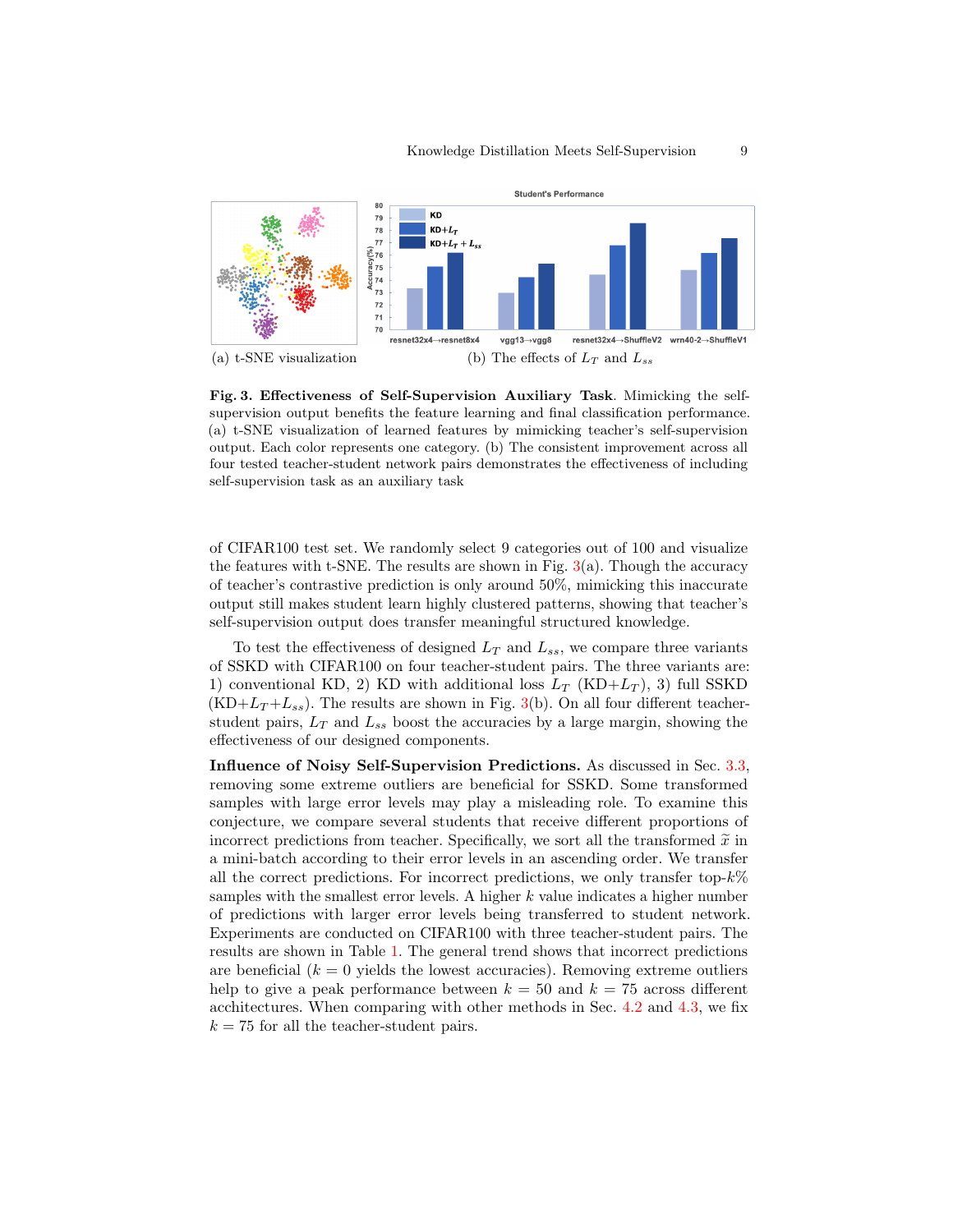(a) t-SNE visualization

(b) The effects of $L_T$ and $L_{ss}$

**Fig. 3. Effectiveness of Self-Supervision Auxiliary Task**. Mimicking the self-supervision output benefits the feature learning and final classification performance. (a) t-SNE visualization of learned features by mimicking teacher's self-supervision output. Each color represents one category. (b) The consistent improvement across all four tested teacher-student network pairs demonstrates the effectiveness of including self-supervision task as an auxiliary task

of CIFAR100 test set. We randomly select 9 categories out of 100 and visualize the features with t-SNE. The results are shown in Fig. 3(a). Though the accuracy of teacher's contrastive prediction is only around 50%, mimicking this inaccurate output still makes student learn highly clustered patterns, showing that teacher's self-supervision output does transfer meaningful structured knowledge.

To test the effectiveness of designed $L_T$ and $L_{ss}$, we compare three variants of SSKD with CIFAR100 on four teacher-student pairs. The three variants are: 1) conventional KD, 2) KD with additional loss $L_T$ (KD+$L_T$), 3) full SSKD (KD+$L_T$+$L_{ss}$). The results are shown in Fig. 3(b). On all four different teacher-student pairs, $L_T$ and $L_{ss}$ boost the accuracies by a large margin, showing the effectiveness of our designed components.

**Influence of Noisy Self-Supervision Predictions.** As discussed in Sec. 3.3, removing some extreme outliers are beneficial for SSKD. Some transformed samples with large error levels may play a misleading role. To examine this conjecture, we compare several students that receive different proportions of incorrect predictions from teacher. Specifically, we sort all the transformed $\widetilde{x}$ in a mini-batch according to their error levels in an ascending order. We transfer all the correct predictions. For incorrect predictions, we only transfer top-$k$% samples with the smallest error levels. A higher $k$ value indicates a higher number of predictions with larger error levels being transferred to student network. Experiments are conducted on CIFAR100 with three teacher-student pairs. The results are shown in Table 1. The general trend shows that incorrect predictions are beneficial ($k = 0$ yields the lowest accuracies). Removing extreme outliers help to give a peak performance between $k = 50$ and $k = 75$ across different acchitectures. When comparing with other methods in Sec. 4.2 and 4.3, we fix $k = 75$ for all the teacher-student pairs.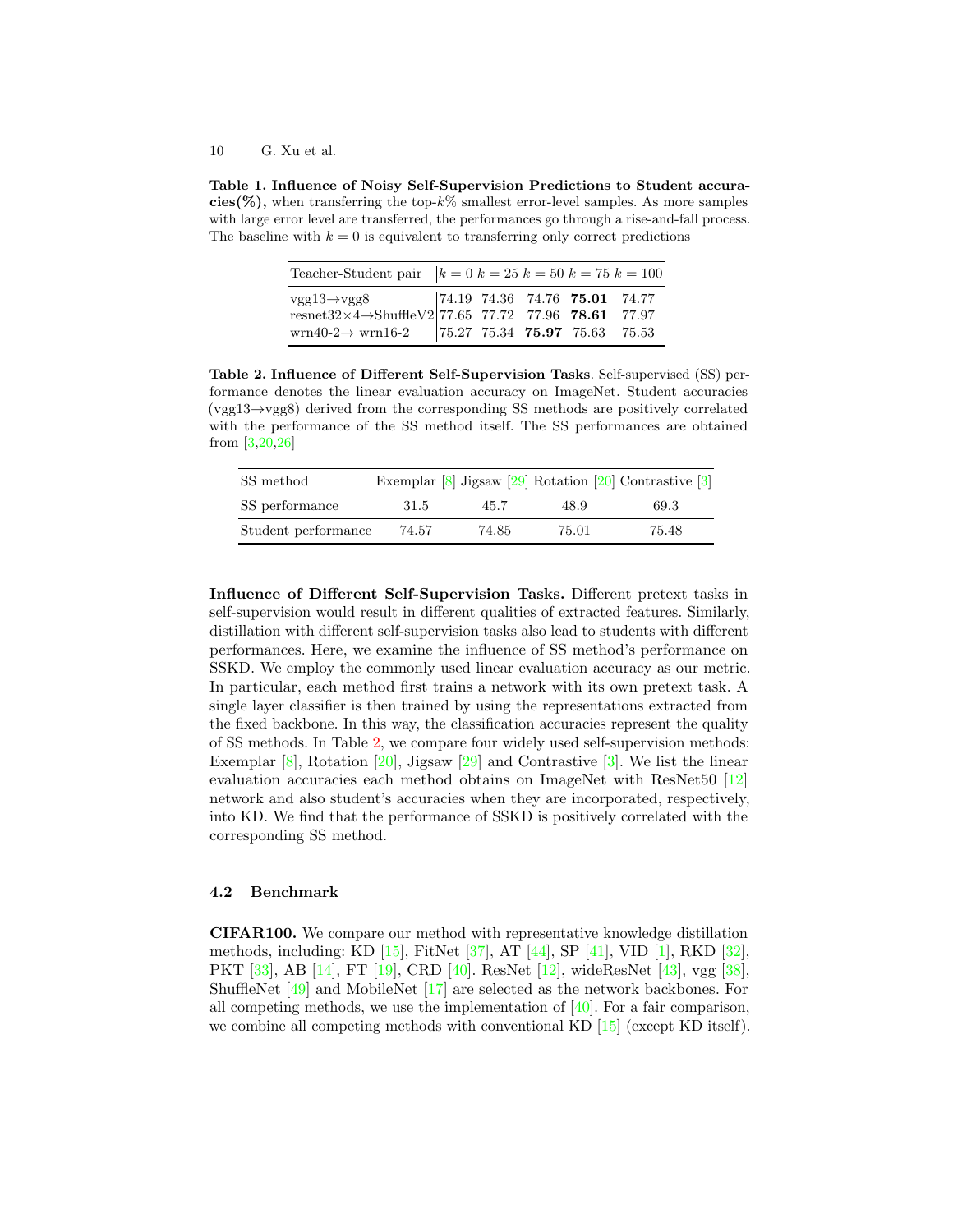**Table 1. Influence of Noisy Self-Supervision Predictions to Student accuracies(%),** when transferring the top-$k$% smallest error-level samples. As more samples with large error level are transferred, the performances go through a rise-and-fall process. The baseline with $k = 0$ is equivalent to transferring only correct predictions

| Teacher-Student pair | $k = 0$ | $k = 25$ | $k = 50$ | $k = 75$ | $k = 100$ |
|---|---|---|---|---|---|
| vgg13→vgg8 | 74.19 | 74.36 | 74.76 | **75.01** | 74.77 |
| resnet32×4→ShuffleV2 | 77.65 | 77.72 | 77.96 | **78.61** | 77.97 |
| wrn40-2→ wrn16-2 | 75.27 | 75.34 | **75.97** | 75.63 | 75.53 |

**Table 2. Influence of Different Self-Supervision Tasks**. Self-supervised (SS) performance denotes the linear evaluation accuracy on ImageNet. Student accuracies (vgg13→vgg8) derived from the corresponding SS methods are positively correlated with the performance of the SS method itself. The SS performances are obtained from [3,20,26]

| SS method | Exemplar [8] | Jigsaw [29] | Rotation [20] | Contrastive [3] |
|---|---|---|---|---|
| SS performance | 31.5 | 45.7 | 48.9 | 69.3 |
| Student performance | 74.57 | 74.85 | 75.01 | 75.48 |

**Influence of Different Self-Supervision Tasks.** Different pretext tasks in self-supervision would result in different qualities of extracted features. Similarly, distillation with different self-supervision tasks also lead to students with different performances. Here, we examine the influence of SS method's performance on SSKD. We employ the commonly used linear evaluation accuracy as our metric. In particular, each method first trains a network with its own pretext task. A single layer classifier is then trained by using the representations extracted from the fixed backbone. In this way, the classification accuracies represent the quality of SS methods. In Table 2, we compare four widely used self-supervision methods: Exemplar [8], Rotation [20], Jigsaw [29] and Contrastive [3]. We list the linear evaluation accuracies each method obtains on ImageNet with ResNet50 [12] network and also student's accuracies when they are incorporated, respectively, into KD. We find that the performance of SSKD is positively correlated with the corresponding SS method.

### 4.2 Benchmark

**CIFAR100.** We compare our method with representative knowledge distillation methods, including: KD [15], FitNet [37], AT [44], SP [41], VID [1], RKD [32], PKT [33], AB [14], FT [19], CRD [40]. ResNet [12], wideResNet [43], vgg [38], ShuffleNet [49] and MobileNet [17] are selected as the network backbones. For all competing methods, we use the implementation of [40]. For a fair comparison, we combine all competing methods with conventional KD [15] (except KD itself).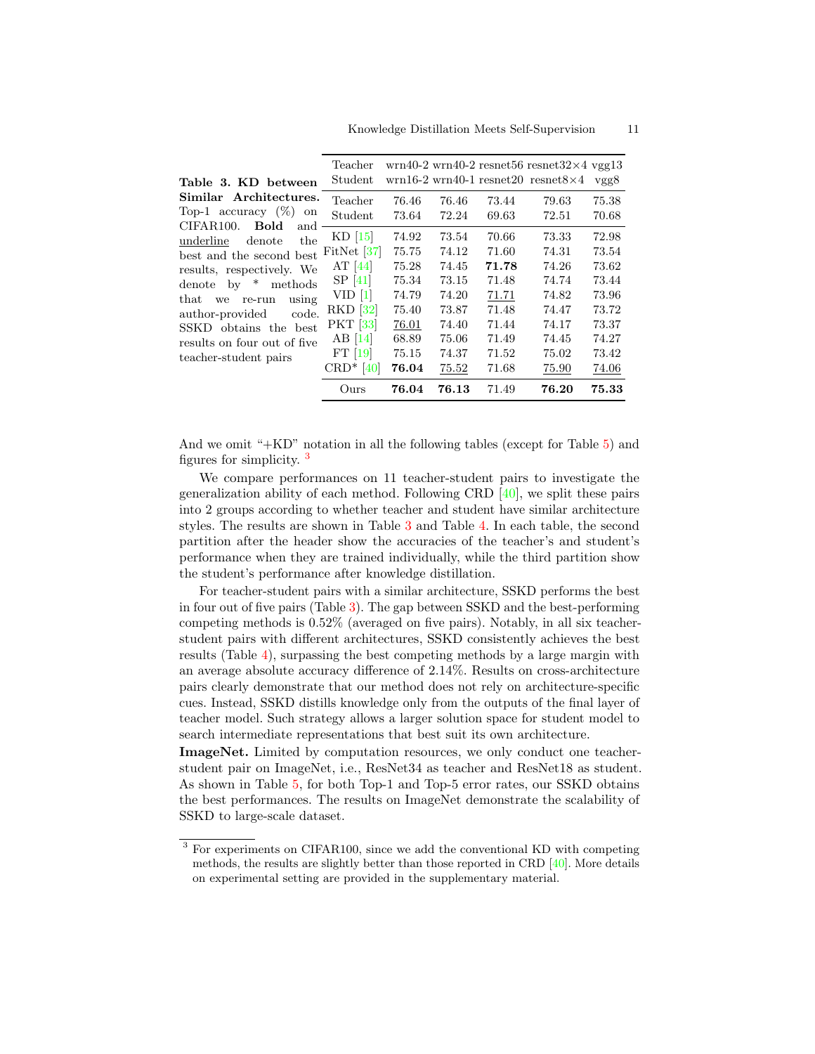**Table 3. KD between Similar Architectures.** Top-1 accuracy (%) on CIFAR100. **Bold** and underline denote the best and the second best results, respectively. We denote by * methods that we re-run using author-provided code. SSKD obtains the best results on four out of five teacher-student pairs

| Teacher<br>Student | wrn40-2<br>wrn16-2 | wrn40-2<br>wrn40-1 | resnet56<br>resnet20 | resnet32×4<br>resnet8×4 | vgg13<br>vgg8 |
|---|---|---|---|---|---|
| Teacher | 76.46 | 76.46 | 73.44 | 79.63 | 75.38 |
| Student | 73.64 | 72.24 | 69.63 | 72.51 | 70.68 |
| KD [15] | 74.92 | 73.54 | 70.66 | 73.33 | 72.98 |
| FitNet [37] | 75.75 | 74.12 | 71.60 | 74.31 | 73.54 |
| AT [44] | 75.28 | 74.45 | **71.78** | 74.26 | 73.62 |
| SP [41] | 75.34 | 73.15 | 71.48 | 74.74 | 73.44 |
| VID [1] | 74.79 | 74.20 | <u>71.71</u> | 74.82 | 73.96 |
| RKD [32] | 75.40 | 73.87 | 71.48 | 74.47 | 73.72 |
| PKT [33] | <u>76.01</u> | 74.40 | 71.44 | 74.17 | 73.37 |
| AB [14] | 68.89 | 75.06 | 71.49 | 74.45 | 74.27 |
| FT [19] | 75.15 | 74.37 | 71.52 | 75.02 | 73.42 |
| CRD* [40] | **76.04** | <u>75.52</u> | 71.68 | <u>75.90</u> | <u>74.06</u> |
| Ours | **76.04** | **76.13** | 71.49 | **76.20** | **75.33** |

And we omit "+KD" notation in all the following tables (except for Table 5) and figures for simplicity. [3]

We compare performances on 11 teacher-student pairs to investigate the generalization ability of each method. Following CRD [40], we split these pairs into 2 groups according to whether teacher and student have similar architecture styles. The results are shown in Table 3 and Table 4. In each table, the second partition after the header show the accuracies of the teacher's and student's performance when they are trained individually, while the third partition show the student's performance after knowledge distillation.

For teacher-student pairs with a similar architecture, SSKD performs the best in four out of five pairs (Table 3). The gap between SSKD and the best-performing competing methods is 0.52% (averaged on five pairs). Notably, in all six teacher-student pairs with different architectures, SSKD consistently achieves the best results (Table 4), surpassing the best competing methods by a large margin with an average absolute accuracy difference of 2.14%. Results on cross-architecture pairs clearly demonstrate that our method does not rely on architecture-specific cues. Instead, SSKD distills knowledge only from the outputs of the final layer of teacher model. Such strategy allows a larger solution space for student model to search intermediate representations that best suit its own architecture.

**ImageNet.** Limited by computation resources, we only conduct one teacher-student pair on ImageNet, i.e., ResNet34 as teacher and ResNet18 as student. As shown in Table 5, for both Top-1 and Top-5 error rates, our SSKD obtains the best performances. The results on ImageNet demonstrate the scalability of SSKD to large-scale dataset.

[3] For experiments on CIFAR100, since we add the conventional KD with competing methods, the results are slightly better than those reported in CRD [40]. More details on experimental setting are provided in the supplementary material.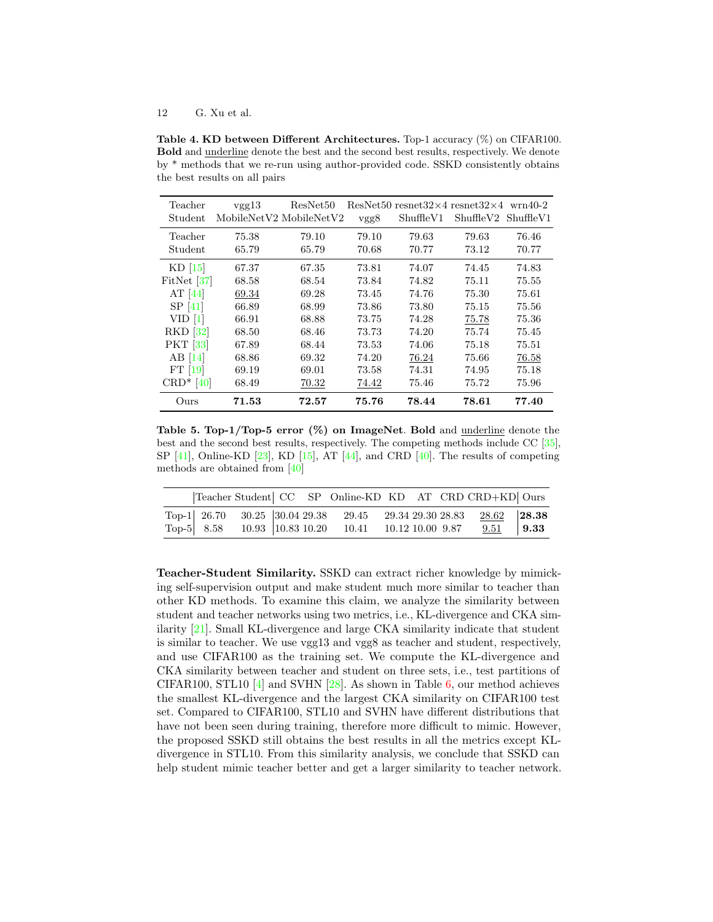**Table 4. KD between Different Architectures.** Top-1 accuracy (%) on CIFAR100. **Bold** and <u>underline</u> denote the best and the second best results, respectively. We denote by * methods that we re-run using author-provided code. SSKD consistently obtains the best results on all pairs

| Teacher<br>Student | vgg13<br>MobileNetV2 | ResNet50<br>MobileNetV2 | ResNet50<br>vgg8 | resnet32×4<br>ShuffleV1 | resnet32×4<br>ShuffleV2 | wrn40-2<br>ShuffleV1 |
|---|---|---|---|---|---|---|
| Teacher | 75.38 | 79.10 | 79.10 | 79.63 | 79.63 | 76.46 |
| Student | 65.79 | 65.79 | 70.68 | 70.77 | 73.12 | 70.77 |
| KD [15] | 67.37 | 67.35 | 73.81 | 74.07 | 74.45 | 74.83 |
| FitNet [37] | 68.58 | 68.54 | 73.84 | 74.82 | 75.11 | 75.55 |
| AT [44] | <u>69.34</u> | 69.28 | 73.45 | 74.76 | 75.30 | 75.61 |
| SP [41] | 66.89 | 68.99 | 73.86 | 73.80 | 75.15 | 75.56 |
| VID [1] | 66.91 | 68.88 | 73.75 | 74.28 | <u>75.78</u> | 75.36 |
| RKD [32] | 68.50 | 68.46 | 73.73 | 74.20 | 75.74 | 75.45 |
| PKT [33] | 67.89 | 68.44 | 73.53 | 74.06 | 75.18 | 75.51 |
| AB [14] | 68.86 | 69.32 | 74.20 | <u>76.24</u> | 75.66 | <u>76.58</u> |
| FT [19] | 69.19 | 69.01 | 73.58 | 74.31 | 74.95 | 75.18 |
| CRD* [40] | 68.49 | <u>70.32</u> | <u>74.42</u> | 75.46 | 75.72 | 75.96 |
| Ours | **71.53** | **72.57** | **75.76** | **78.44** | **78.61** | **77.40** |

**Table 5. Top-1/Top-5 error (%) on ImageNet**. **Bold** and <u>underline</u> denote the best and the second best results, respectively. The competing methods include CC [35], SP [41], Online-KD [23], KD [15], AT [44], and CRD [40]. The results of competing methods are obtained from [40]

| | Teacher | Student | CC | SP | Online-KD | KD | AT | CRD | CRD+KD | Ours |
|---|---|---|---|---|---|---|---|---|---|---|
| Top-1 | 26.70 | 30.25 | 30.04 | 29.38 | 29.45 | 29.34 | 29.30 | 28.83 | <u>28.62</u> | **28.38** |
| Top-5 | 8.58 | 10.93 | 10.83 | 10.20 | 10.41 | 10.12 | 10.00 | 9.87 | <u>9.51</u> | **9.33** |

**Teacher-Student Similarity.** SSKD can extract richer knowledge by mimicking self-supervision output and make student much more similar to teacher than other KD methods. To examine this claim, we analyze the similarity between student and teacher networks using two metrics, i.e., KL-divergence and CKA similarity [21]. Small KL-divergence and large CKA similarity indicate that student is similar to teacher. We use vgg13 and vgg8 as teacher and student, respectively, and use CIFAR100 as the training set. We compute the KL-divergence and CKA similarity between teacher and student on three sets, i.e., test partitions of CIFAR100, STL10 [4] and SVHN [28]. As shown in Table 6, our method achieves the smallest KL-divergence and the largest CKA similarity on CIFAR100 test set. Compared to CIFAR100, STL10 and SVHN have different distributions that have not been seen during training, therefore more difficult to mimic. However, the proposed SSKD still obtains the best results in all the metrics except KL-divergence in STL10. From this similarity analysis, we conclude that SSKD can help student mimic teacher better and get a larger similarity to teacher network.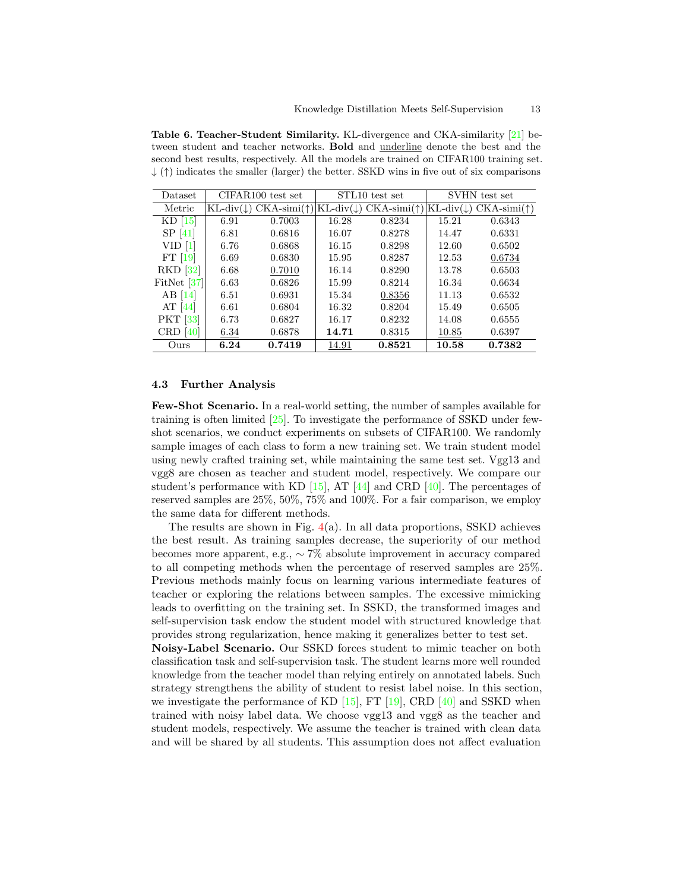**Table 6. Teacher-Student Similarity.** KL-divergence and CKA-similarity [21] between student and teacher networks. **Bold** and <u>underline</u> denote the best and the second best results, respectively. All the models are trained on CIFAR100 training set. ↓ (↑) indicates the smaller (larger) the better. SSKD wins in five out of six comparisons

| Dataset | CIFAR100 test set | | STL10 test set | | SVHN test set | |
|---|---|---|---|---|---|---|
| Metric | KL-div(↓) | CKA-simi(↑) | KL-div(↓) | CKA-simi(↑) | KL-div(↓) | CKA-simi(↑) |
| KD [15] | 6.91 | 0.7003 | 16.28 | 0.8234 | 15.21 | 0.6343 |
| SP [41] | 6.81 | 0.6816 | 16.07 | 0.8278 | 14.47 | 0.6331 |
| VID [1] | 6.76 | 0.6868 | 16.15 | 0.8298 | 12.60 | 0.6502 |
| FT [19] | 6.69 | 0.6830 | 15.95 | 0.8287 | 12.53 | <u>0.6734</u> |
| RKD [32] | 6.68 | <u>0.7010</u> | 16.14 | 0.8290 | 13.78 | 0.6503 |
| FitNet [37] | 6.63 | 0.6826 | 15.99 | 0.8214 | 16.34 | 0.6634 |
| AB [14] | 6.51 | 0.6931 | 15.34 | <u>0.8356</u> | 11.13 | 0.6532 |
| AT [44] | 6.61 | 0.6804 | 16.32 | 0.8204 | 15.49 | 0.6505 |
| PKT [33] | 6.73 | 0.6827 | 16.17 | 0.8232 | 14.08 | 0.6555 |
| CRD [40] | <u>6.34</u> | 0.6878 | **14.71** | 0.8315 | <u>10.85</u> | 0.6397 |
| Ours | **6.24** | **0.7419** | <u>14.91</u> | **0.8521** | **10.58** | **0.7382** |

### 4.3 Further Analysis

**Few-Shot Scenario.** In a real-world setting, the number of samples available for training is often limited [25]. To investigate the performance of SSKD under few-shot scenarios, we conduct experiments on subsets of CIFAR100. We randomly sample images of each class to form a new training set. We train student model using newly crafted training set, while maintaining the same test set. Vgg13 and vgg8 are chosen as teacher and student model, respectively. We compare our student's performance with KD [15], AT [44] and CRD [40]. The percentages of reserved samples are 25%, 50%, 75% and 100%. For a fair comparison, we employ the same data for different methods.

The results are shown in Fig. 4(a). In all data proportions, SSKD achieves the best result. As training samples decrease, the superiority of our method becomes more apparent, e.g., $\sim 7\%$ absolute improvement in accuracy compared to all competing methods when the percentage of reserved samples are 25%. Previous methods mainly focus on learning various intermediate features of teacher or exploring the relations between samples. The excessive mimicking leads to overfitting on the training set. In SSKD, the transformed images and self-supervision task endow the student model with structured knowledge that provides strong regularization, hence making it generalizes better to test set.

**Noisy-Label Scenario.** Our SSKD forces student to mimic teacher on both classification task and self-supervision task. The student learns more well rounded knowledge from the teacher model than relying entirely on annotated labels. Such strategy strengthens the ability of student to resist label noise. In this section, we investigate the performance of KD [15], FT [19], CRD [40] and SSKD when trained with noisy label data. We choose vgg13 and vgg8 as the teacher and student models, respectively. We assume the teacher is trained with clean data and will be shared by all students. This assumption does not affect evaluation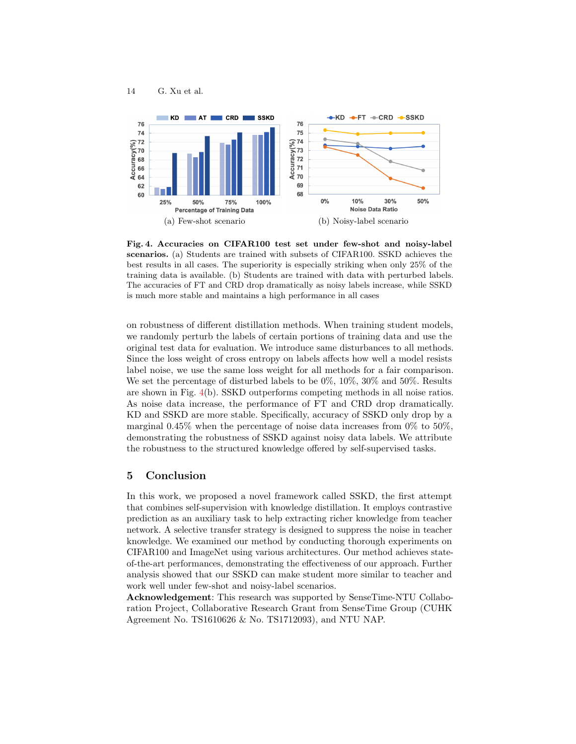(a) Few-shot scenario

(b) Noisy-label scenario

**Fig. 4. Accuracies on CIFAR100 test set under few-shot and noisy-label scenarios.** (a) Students are trained with subsets of CIFAR100. SSKD achieves the best results in all cases. The superiority is especially striking when only 25% of the training data is available. (b) Students are trained with data with perturbed labels. The accuracies of FT and CRD drop dramatically as noisy labels increase, while SSKD is much more stable and maintains a high performance in all cases

on robustness of different distillation methods. When training student models, we randomly perturb the labels of certain portions of training data and use the original test data for evaluation. We introduce same disturbances to all methods. Since the loss weight of cross entropy on labels affects how well a model resists label noise, we use the same loss weight for all methods for a fair comparison. We set the percentage of disturbed labels to be 0%, 10%, 30% and 50%. Results are shown in Fig. 4(b). SSKD outperforms competing methods in all noise ratios. As noise data increase, the performance of FT and CRD drop dramatically. KD and SSKD are more stable. Specifically, accuracy of SSKD only drop by a marginal 0.45% when the percentage of noise data increases from 0% to 50%, demonstrating the robustness of SSKD against noisy data labels. We attribute the robustness to the structured knowledge offered by self-supervised tasks.

## 5 Conclusion

In this work, we proposed a novel framework called SSKD, the first attempt that combines self-supervision with knowledge distillation. It employs contrastive prediction as an auxiliary task to help extracting richer knowledge from teacher network. A selective transfer strategy is designed to suppress the noise in teacher knowledge. We examined our method by conducting thorough experiments on CIFAR100 and ImageNet using various architectures. Our method achieves state-of-the-art performances, demonstrating the effectiveness of our approach. Further analysis showed that our SSKD can make student more similar to teacher and work well under few-shot and noisy-label scenarios.

**Acknowledgement**: This research was supported by SenseTime-NTU Collaboration Project, Collaborative Research Grant from SenseTime Group (CUHK Agreement No. TS1610626 & No. TS1712093), and NTU NAP.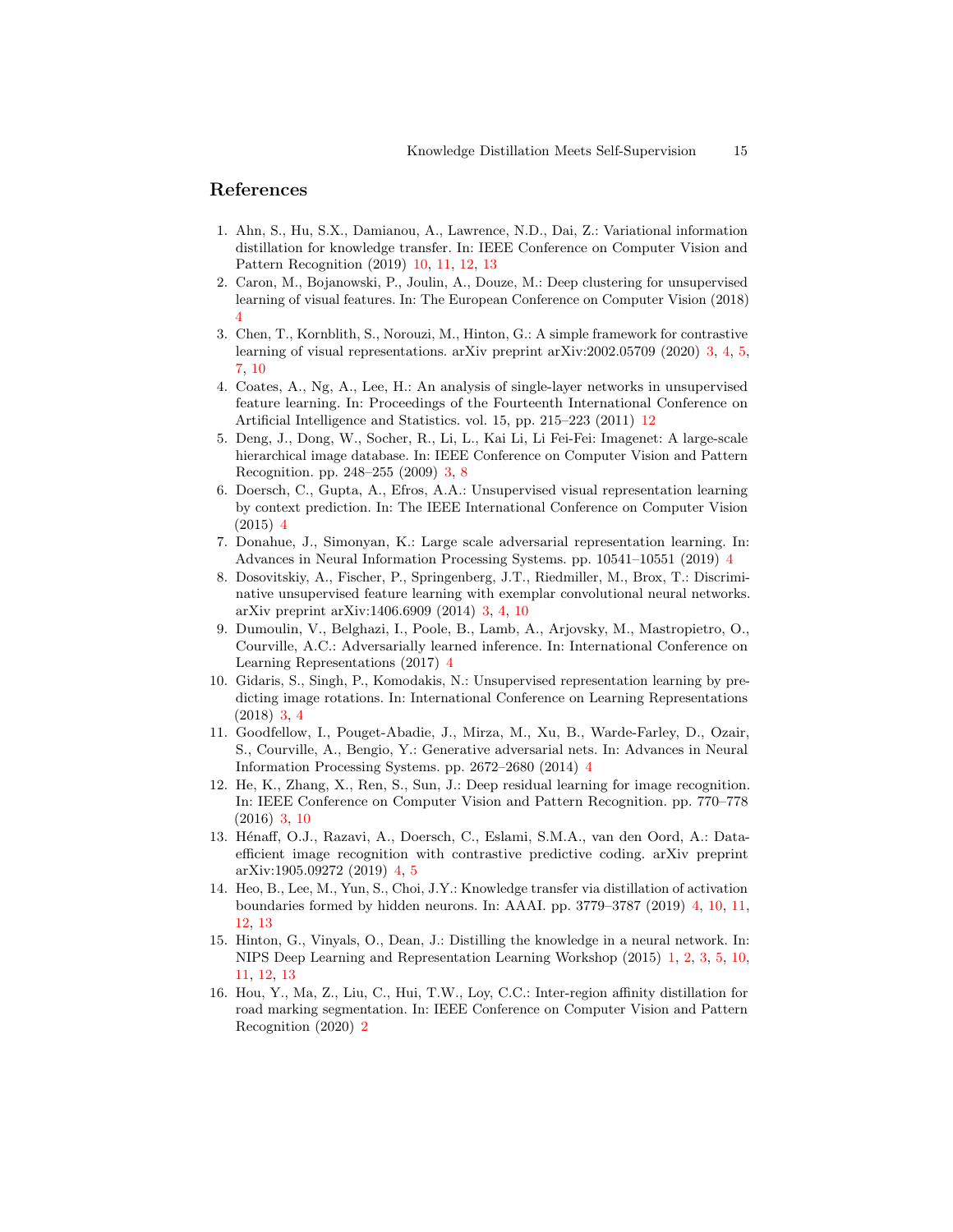## References

1. Ahn, S., Hu, S.X., Damianou, A., Lawrence, N.D., Dai, Z.: Variational information distillation for knowledge transfer. In: IEEE Conference on Computer Vision and Pattern Recognition (2019) 10, 11, 12, 13
2. Caron, M., Bojanowski, P., Joulin, A., Douze, M.: Deep clustering for unsupervised learning of visual features. In: The European Conference on Computer Vision (2018) 4
3. Chen, T., Kornblith, S., Norouzi, M., Hinton, G.: A simple framework for contrastive learning of visual representations. arXiv preprint arXiv:2002.05709 (2020) 3, 4, 5, 7, 10
4. Coates, A., Ng, A., Lee, H.: An analysis of single-layer networks in unsupervised feature learning. In: Proceedings of the Fourteenth International Conference on Artificial Intelligence and Statistics. vol. 15, pp. 215–223 (2011) 12
5. Deng, J., Dong, W., Socher, R., Li, L., Kai Li, Li Fei-Fei: Imagenet: A large-scale hierarchical image database. In: IEEE Conference on Computer Vision and Pattern Recognition. pp. 248–255 (2009) 3, 8
6. Doersch, C., Gupta, A., Efros, A.A.: Unsupervised visual representation learning by context prediction. In: The IEEE International Conference on Computer Vision (2015) 4
7. Donahue, J., Simonyan, K.: Large scale adversarial representation learning. In: Advances in Neural Information Processing Systems. pp. 10541–10551 (2019) 4
8. Dosovitskiy, A., Fischer, P., Springenberg, J.T., Riedmiller, M., Brox, T.: Discriminative unsupervised feature learning with exemplar convolutional neural networks. arXiv preprint arXiv:1406.6909 (2014) 3, 4, 10
9. Dumoulin, V., Belghazi, I., Poole, B., Lamb, A., Arjovsky, M., Mastropietro, O., Courville, A.C.: Adversarially learned inference. In: International Conference on Learning Representations (2017) 4
10. Gidaris, S., Singh, P., Komodakis, N.: Unsupervised representation learning by predicting image rotations. In: International Conference on Learning Representations (2018) 3, 4
11. Goodfellow, I., Pouget-Abadie, J., Mirza, M., Xu, B., Warde-Farley, D., Ozair, S., Courville, A., Bengio, Y.: Generative adversarial nets. In: Advances in Neural Information Processing Systems. pp. 2672–2680 (2014) 4
12. He, K., Zhang, X., Ren, S., Sun, J.: Deep residual learning for image recognition. In: IEEE Conference on Computer Vision and Pattern Recognition. pp. 770–778 (2016) 3, 10
13. Hénaff, O.J., Razavi, A., Doersch, C., Eslami, S.M.A., van den Oord, A.: Data-efficient image recognition with contrastive predictive coding. arXiv preprint arXiv:1905.09272 (2019) 4, 5
14. Heo, B., Lee, M., Yun, S., Choi, J.Y.: Knowledge transfer via distillation of activation boundaries formed by hidden neurons. In: AAAI. pp. 3779–3787 (2019) 4, 10, 11, 12, 13
15. Hinton, G., Vinyals, O., Dean, J.: Distilling the knowledge in a neural network. In: NIPS Deep Learning and Representation Learning Workshop (2015) 1, 2, 3, 5, 10, 11, 12, 13
16. Hou, Y., Ma, Z., Liu, C., Hui, T.W., Loy, C.C.: Inter-region affinity distillation for road marking segmentation. In: IEEE Conference on Computer Vision and Pattern Recognition (2020) 2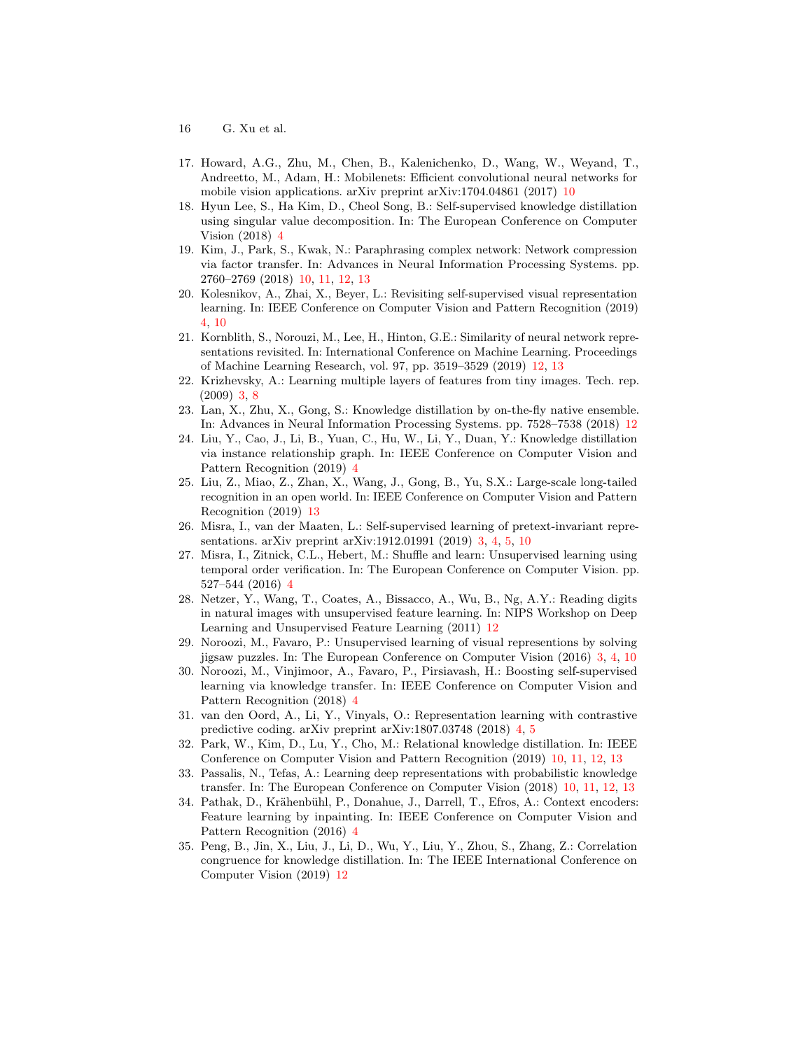17. Howard, A.G., Zhu, M., Chen, B., Kalenichenko, D., Wang, W., Weyand, T., Andreetto, M., Adam, H.: Mobilenets: Efficient convolutional neural networks for mobile vision applications. arXiv preprint arXiv:1704.04861 (2017) 10
18. Hyun Lee, S., Ha Kim, D., Cheol Song, B.: Self-supervised knowledge distillation using singular value decomposition. In: The European Conference on Computer Vision (2018) 4
19. Kim, J., Park, S., Kwak, N.: Paraphrasing complex network: Network compression via factor transfer. In: Advances in Neural Information Processing Systems. pp. 2760–2769 (2018) 10, 11, 12, 13
20. Kolesnikov, A., Zhai, X., Beyer, L.: Revisiting self-supervised visual representation learning. In: IEEE Conference on Computer Vision and Pattern Recognition (2019) 4, 10
21. Kornblith, S., Norouzi, M., Lee, H., Hinton, G.E.: Similarity of neural network representations revisited. In: International Conference on Machine Learning. Proceedings of Machine Learning Research, vol. 97, pp. 3519–3529 (2019) 12, 13
22. Krizhevsky, A.: Learning multiple layers of features from tiny images. Tech. rep. (2009) 3, 8
23. Lan, X., Zhu, X., Gong, S.: Knowledge distillation by on-the-fly native ensemble. In: Advances in Neural Information Processing Systems. pp. 7528–7538 (2018) 12
24. Liu, Y., Cao, J., Li, B., Yuan, C., Hu, W., Li, Y., Duan, Y.: Knowledge distillation via instance relationship graph. In: IEEE Conference on Computer Vision and Pattern Recognition (2019) 4
25. Liu, Z., Miao, Z., Zhan, X., Wang, J., Gong, B., Yu, S.X.: Large-scale long-tailed recognition in an open world. In: IEEE Conference on Computer Vision and Pattern Recognition (2019) 13
26. Misra, I., van der Maaten, L.: Self-supervised learning of pretext-invariant representations. arXiv preprint arXiv:1912.01991 (2019) 3, 4, 5, 10
27. Misra, I., Zitnick, C.L., Hebert, M.: Shuffle and learn: Unsupervised learning using temporal order verification. In: The European Conference on Computer Vision. pp. 527–544 (2016) 4
28. Netzer, Y., Wang, T., Coates, A., Bissacco, A., Wu, B., Ng, A.Y.: Reading digits in natural images with unsupervised feature learning. In: NIPS Workshop on Deep Learning and Unsupervised Feature Learning (2011) 12
29. Noroozi, M., Favaro, P.: Unsupervised learning of visual represions by solving jigsaw puzzles. In: The European Conference on Computer Vision (2016) 3, 4, 10
30. Noroozi, M., Vinjimoor, A., Favaro, P., Pirsiavash, H.: Boosting self-supervised learning via knowledge transfer. In: IEEE Conference on Computer Vision and Pattern Recognition (2018) 4
31. van den Oord, A., Li, Y., Vinyals, O.: Representation learning with contrastive predictive coding. arXiv preprint arXiv:1807.03748 (2018) 4, 5
32. Park, W., Kim, D., Lu, Y., Cho, M.: Relational knowledge distillation. In: IEEE Conference on Computer Vision and Pattern Recognition (2019) 10, 11, 12, 13
33. Passalis, N., Tefas, A.: Learning deep representations with probabilistic knowledge transfer. In: The European Conference on Computer Vision (2018) 10, 11, 12, 13
34. Pathak, D., Krähenbühl, P., Donahue, J., Darrell, T., Efros, A.: Context encoders: Feature learning by inpainting. In: IEEE Conference on Computer Vision and Pattern Recognition (2016) 4
35. Peng, B., Jin, X., Liu, J., Li, D., Wu, Y., Liu, Y., Zhou, S., Zhang, Z.: Correlation congruence for knowledge distillation. In: The IEEE International Conference on Computer Vision (2019) 12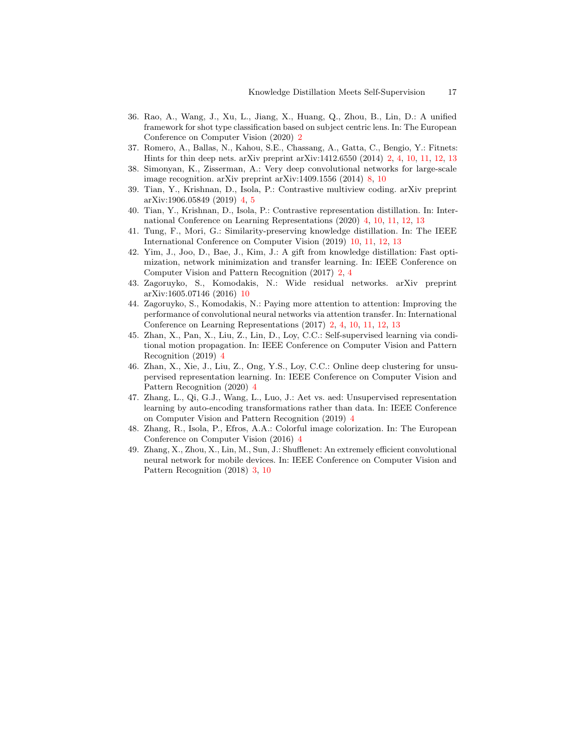36. Rao, A., Wang, J., Xu, L., Jiang, X., Huang, Q., Zhou, B., Lin, D.: A unified framework for shot type classification based on subject centric lens. In: The European Conference on Computer Vision (2020) 2
37. Romero, A., Ballas, N., Kahou, S.E., Chassang, A., Gatta, C., Bengio, Y.: Fitnets: Hints for thin deep nets. arXiv preprint arXiv:1412.6550 (2014) 2, 4, 10, 11, 12, 13
38. Simonyan, K., Zisserman, A.: Very deep convolutional networks for large-scale image recognition. arXiv preprint arXiv:1409.1556 (2014) 8, 10
39. Tian, Y., Krishnan, D., Isola, P.: Contrastive multiview coding. arXiv preprint arXiv:1906.05849 (2019) 4, 5
40. Tian, Y., Krishnan, D., Isola, P.: Contrastive representation distillation. In: International Conference on Learning Representations (2020) 4, 10, 11, 12, 13
41. Tung, F., Mori, G.: Similarity-preserving knowledge distillation. In: The IEEE International Conference on Computer Vision (2019) 10, 11, 12, 13
42. Yim, J., Joo, D., Bae, J., Kim, J.: A gift from knowledge distillation: Fast optimization, network minimization and transfer learning. In: IEEE Conference on Computer Vision and Pattern Recognition (2017) 2, 4
43. Zagoruyko, S., Komodakis, N.: Wide residual networks. arXiv preprint arXiv:1605.07146 (2016) 10
44. Zagoruyko, S., Komodakis, N.: Paying more attention to attention: Improving the performance of convolutional neural networks via attention transfer. In: International Conference on Learning Representations (2017) 2, 4, 10, 11, 12, 13
45. Zhan, X., Pan, X., Liu, Z., Lin, D., Loy, C.C.: Self-supervised learning via conditional motion propagation. In: IEEE Conference on Computer Vision and Pattern Recognition (2019) 4
46. Zhan, X., Xie, J., Liu, Z., Ong, Y.S., Loy, C.C.: Online deep clustering for unsupervised representation learning. In: IEEE Conference on Computer Vision and Pattern Recognition (2020) 4
47. Zhang, L., Qi, G.J., Wang, L., Luo, J.: Aet vs. aed: Unsupervised representation learning by auto-encoding transformations rather than data. In: IEEE Conference on Computer Vision and Pattern Recognition (2019) 4
48. Zhang, R., Isola, P., Efros, A.A.: Colorful image colorization. In: The European Conference on Computer Vision (2016) 4
49. Zhang, X., Zhou, X., Lin, M., Sun, J.: Shufflenet: An extremely efficient convolutional neural network for mobile devices. In: IEEE Conference on Computer Vision and Pattern Recognition (2018) 3, 10